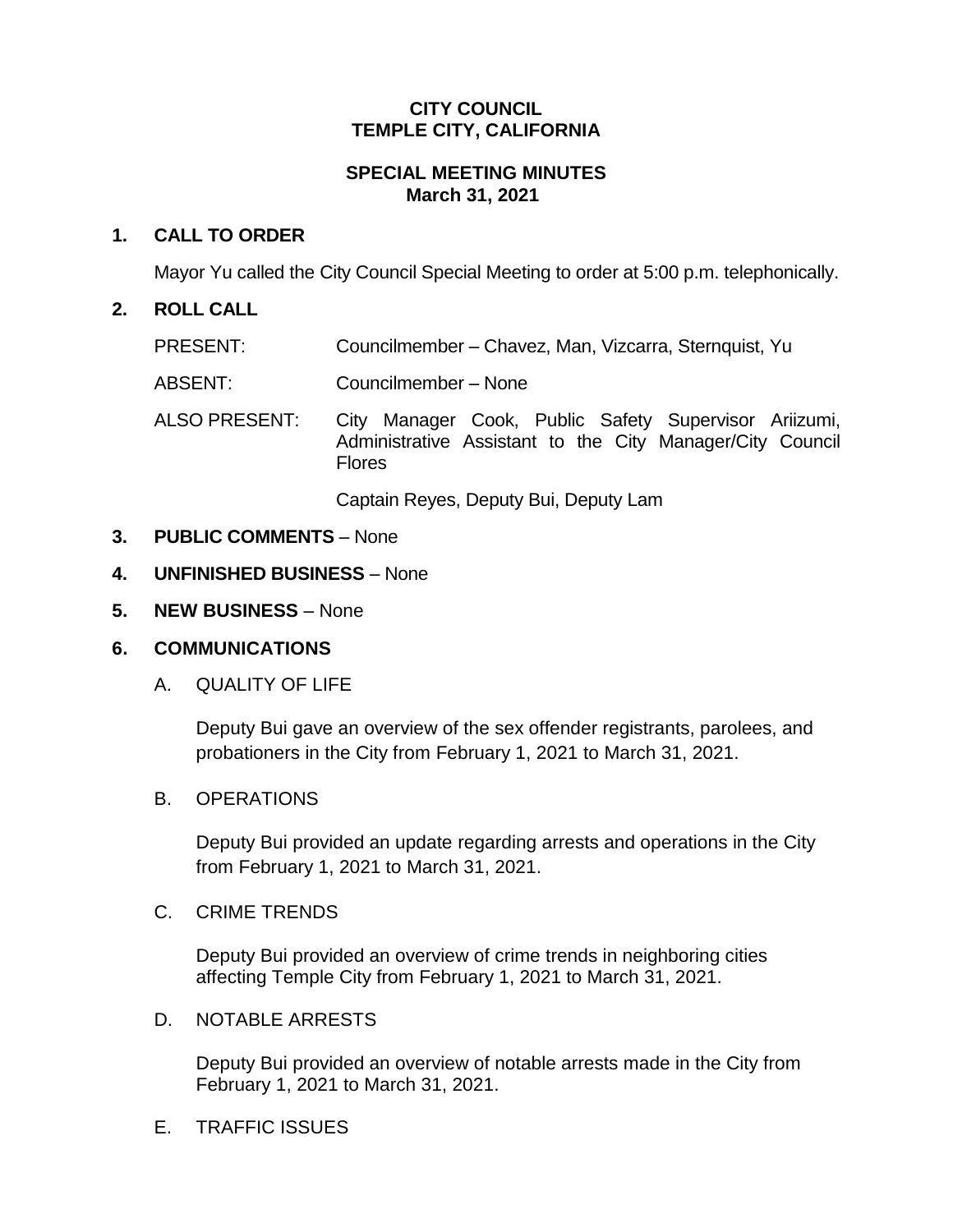**CITY COUNCIL**
**TEMPLE CITY, CALIFORNIA**

**SPECIAL MEETING MINUTES**
**March 31, 2021**

## 1. CALL TO ORDER

Mayor Yu called the City Council Special Meeting to order at 5:00 p.m. telephonically.

## 2. ROLL CALL

PRESENT: Councilmember – Chavez, Man, Vizcarra, Sternquist, Yu

ABSENT: Councilmember – None

ALSO PRESENT: City Manager Cook, Public Safety Supervisor Ariizumi, Administrative Assistant to the City Manager/City Council Flores

Captain Reyes, Deputy Bui, Deputy Lam

## 3. PUBLIC COMMENTS – None

## 4. UNFINISHED BUSINESS – None

## 5. NEW BUSINESS – None

## 6. COMMUNICATIONS

A. QUALITY OF LIFE

Deputy Bui gave an overview of the sex offender registrants, parolees, and probationers in the City from February 1, 2021 to March 31, 2021.

B. OPERATIONS

Deputy Bui provided an update regarding arrests and operations in the City from February 1, 2021 to March 31, 2021.

C. CRIME TRENDS

Deputy Bui provided an overview of crime trends in neighboring cities affecting Temple City from February 1, 2021 to March 31, 2021.

D. NOTABLE ARRESTS

Deputy Bui provided an overview of notable arrests made in the City from February 1, 2021 to March 31, 2021.

E. TRAFFIC ISSUES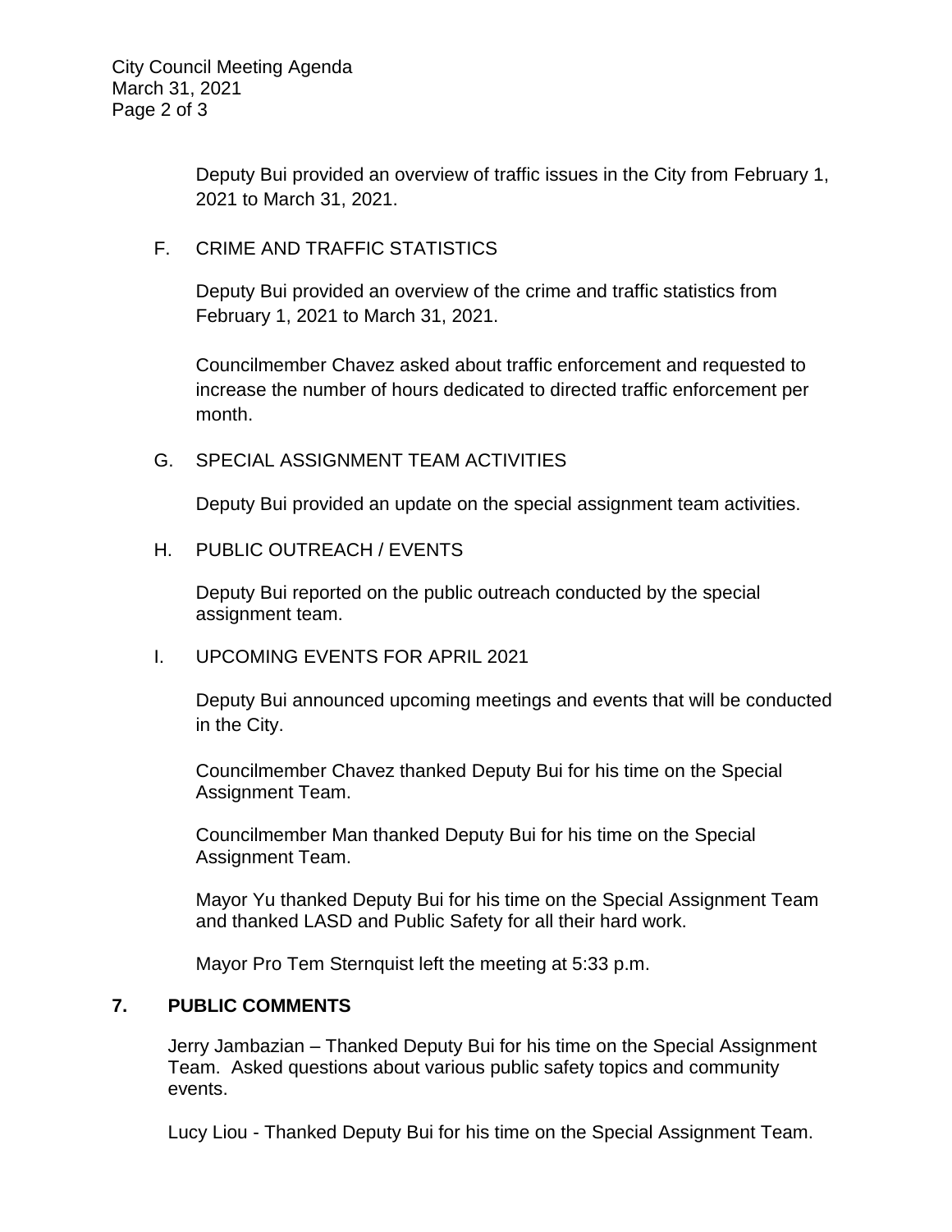Deputy Bui provided an overview of traffic issues in the City from February 1, 2021 to March 31, 2021.

F. CRIME AND TRAFFIC STATISTICS

Deputy Bui provided an overview of the crime and traffic statistics from February 1, 2021 to March 31, 2021.

Councilmember Chavez asked about traffic enforcement and requested to increase the number of hours dedicated to directed traffic enforcement per month.

G. SPECIAL ASSIGNMENT TEAM ACTIVITIES

Deputy Bui provided an update on the special assignment team activities.

H. PUBLIC OUTREACH / EVENTS

Deputy Bui reported on the public outreach conducted by the special assignment team.

I. UPCOMING EVENTS FOR APRIL 2021

Deputy Bui announced upcoming meetings and events that will be conducted in the City.

Councilmember Chavez thanked Deputy Bui for his time on the Special Assignment Team.

Councilmember Man thanked Deputy Bui for his time on the Special Assignment Team.

Mayor Yu thanked Deputy Bui for his time on the Special Assignment Team and thanked LASD and Public Safety for all their hard work.

Mayor Pro Tem Sternquist left the meeting at 5:33 p.m.

## 7. PUBLIC COMMENTS

Jerry Jambazian – Thanked Deputy Bui for his time on the Special Assignment Team. Asked questions about various public safety topics and community events.

Lucy Liou - Thanked Deputy Bui for his time on the Special Assignment Team.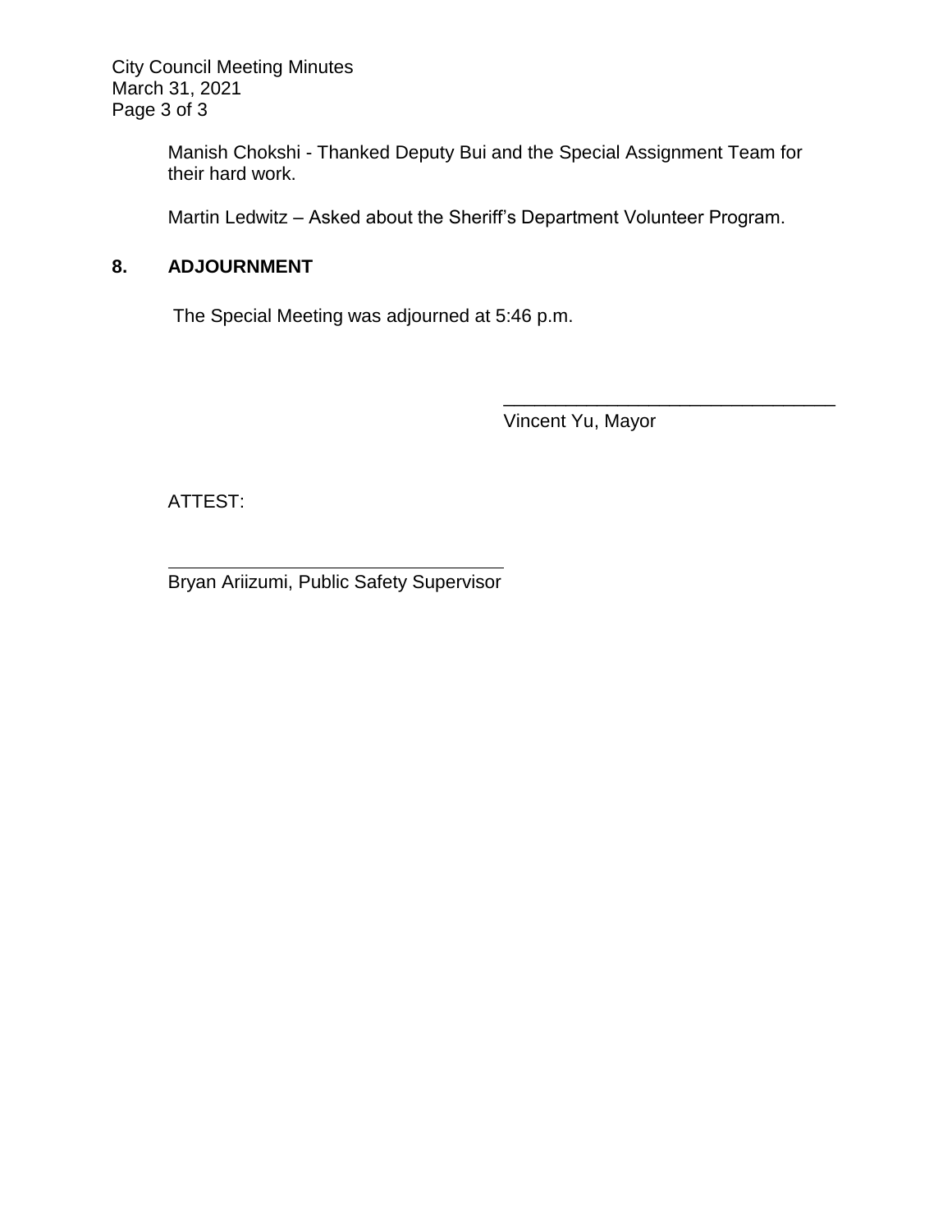Manish Chokshi - Thanked Deputy Bui and the Special Assignment Team for their hard work.

Martin Ledwitz – Asked about the Sheriff's Department Volunteer Program.

## 8. ADJOURNMENT

The Special Meeting was adjourned at 5:46 p.m.

\_\_\_\_\_\_\_\_\_\_\_\_\_\_\_\_\_\_\_\_\_\_\_\_\_\_\_\_\_\_\_\_
Vincent Yu, Mayor

ATTEST:

\_\_\_\_\_\_\_\_\_\_\_\_\_\_\_\_\_\_\_\_\_\_\_\_\_\_\_\_\_\_\_\_
Bryan Ariizumi, Public Safety Supervisor